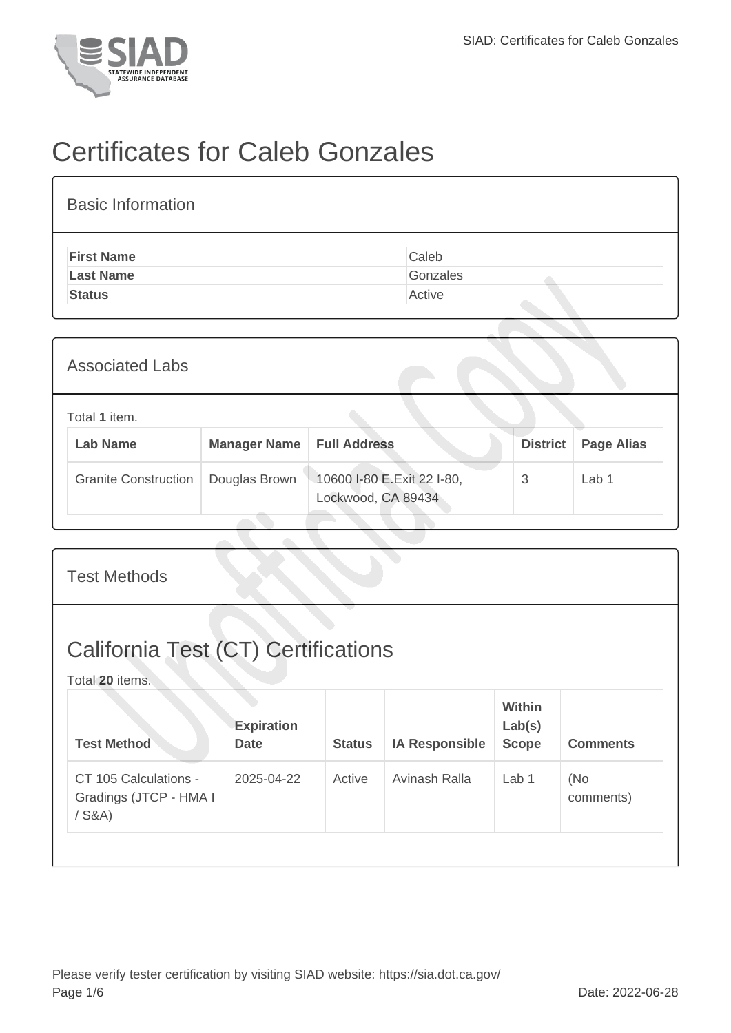# Certificates for Caleb Gonzales

## Basic Information

| | |
|---|---|
| **First Name** | Caleb |
| **Last Name** | Gonzales |
| **Status** | Active |

## Associated Labs

Total **1** item.

| Lab Name | Manager Name | Full Address | District | Page Alias |
|---|---|---|---|---|
| Granite Construction | Douglas Brown | 10600 I-80 E.Exit 22 I-80, Lockwood, CA 89434 | 3 | Lab 1 |

## Test Methods

## California Test (CT) Certifications

Total **20** items.

| Test Method | Expiration Date | Status | IA Responsible | Within Lab(s) Scope | Comments |
|---|---|---|---|---|---|
| CT 105 Calculations - Gradings (JTCP - HMA I / S&A) | 2025-04-22 | Active | Avinash Ralla | Lab 1 | (No comments) |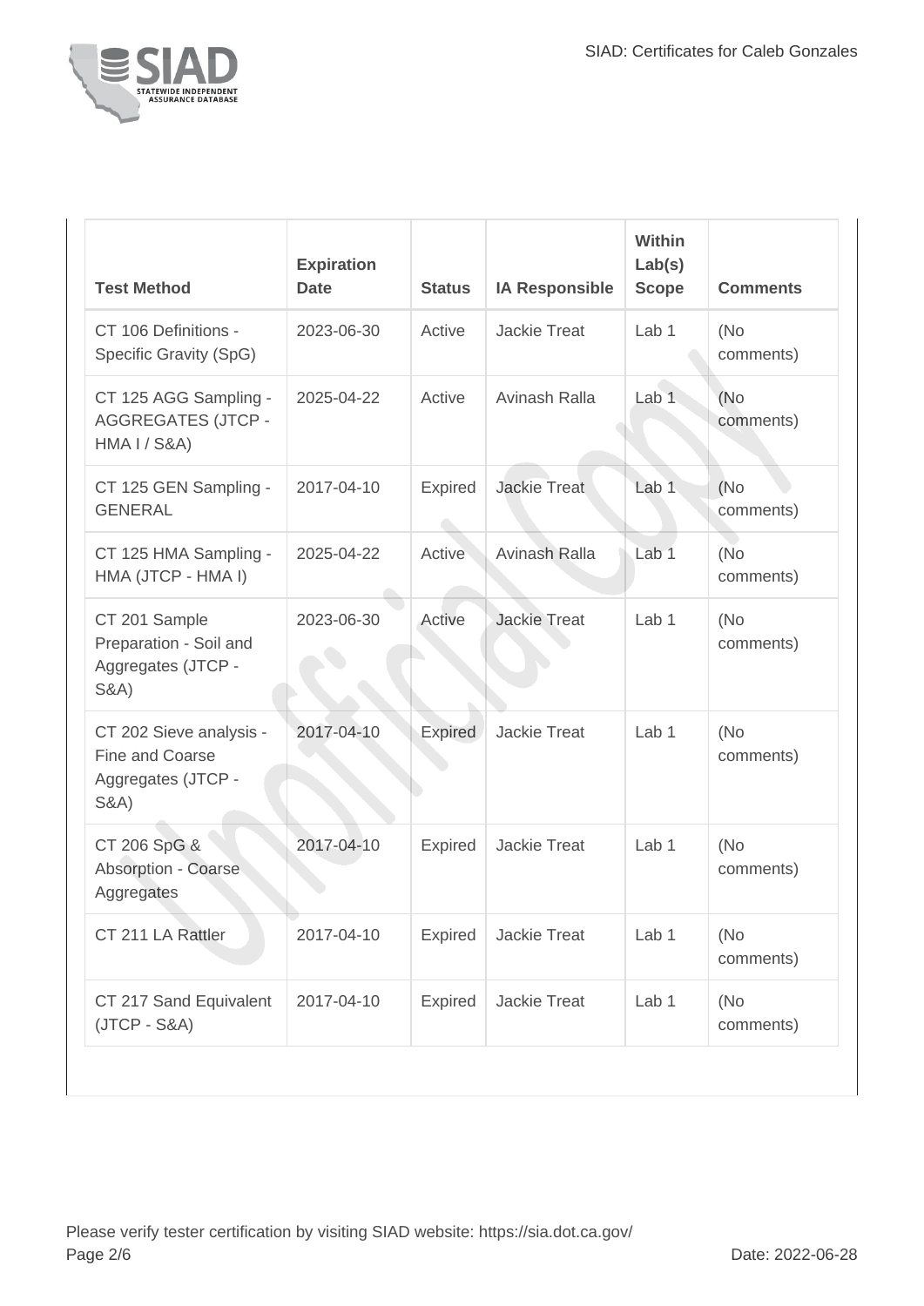| Test Method | Expiration Date | Status | IA Responsible | Within Lab(s) Scope | Comments |
|---|---|---|---|---|---|
| CT 106 Definitions - Specific Gravity (SpG) | 2023-06-30 | Active | Jackie Treat | Lab 1 | (No comments) |
| CT 125 AGG Sampling - AGGREGATES (JTCP - HMA I / S&A) | 2025-04-22 | Active | Avinash Ralla | Lab 1 | (No comments) |
| CT 125 GEN Sampling - GENERAL | 2017-04-10 | Expired | Jackie Treat | Lab 1 | (No comments) |
| CT 125 HMA Sampling - HMA (JTCP - HMA I) | 2025-04-22 | Active | Avinash Ralla | Lab 1 | (No comments) |
| CT 201 Sample Preparation - Soil and Aggregates (JTCP - S&A) | 2023-06-30 | Active | Jackie Treat | Lab 1 | (No comments) |
| CT 202 Sieve analysis - Fine and Coarse Aggregates (JTCP - S&A) | 2017-04-10 | Expired | Jackie Treat | Lab 1 | (No comments) |
| CT 206 SpG & Absorption - Coarse Aggregates | 2017-04-10 | Expired | Jackie Treat | Lab 1 | (No comments) |
| CT 211 LA Rattler | 2017-04-10 | Expired | Jackie Treat | Lab 1 | (No comments) |
| CT 217 Sand Equivalent (JTCP - S&A) | 2017-04-10 | Expired | Jackie Treat | Lab 1 | (No comments) |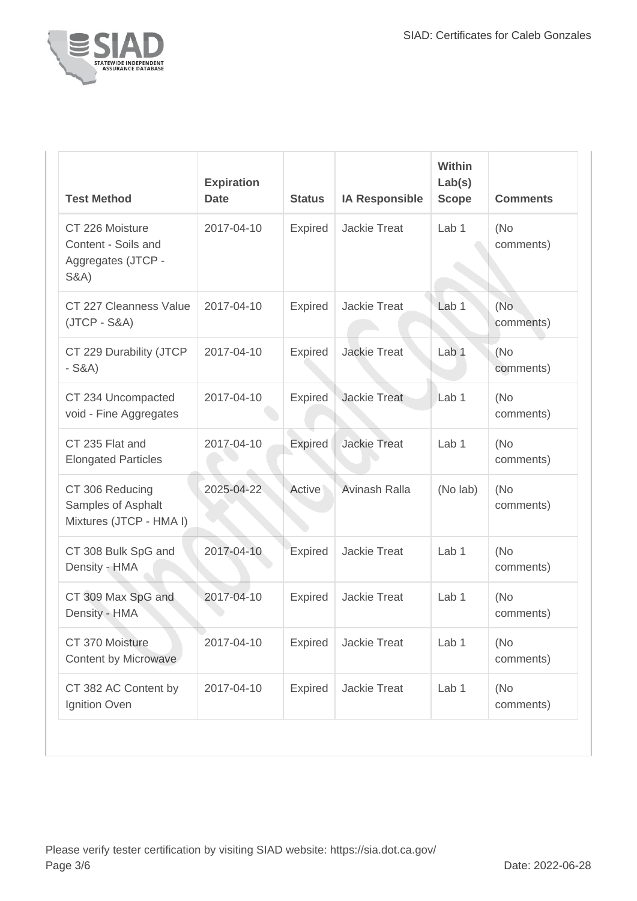| Test Method | Expiration Date | Status | IA Responsible | Within Lab(s) Scope | Comments |
| --- | --- | --- | --- | --- | --- |
| CT 226 Moisture Content - Soils and Aggregates (JTCP - S&A) | 2017-04-10 | Expired | Jackie Treat | Lab 1 | (No comments) |
| CT 227 Cleanness Value (JTCP - S&A) | 2017-04-10 | Expired | Jackie Treat | Lab 1 | (No comments) |
| CT 229 Durability (JTCP - S&A) | 2017-04-10 | Expired | Jackie Treat | Lab 1 | (No comments) |
| CT 234 Uncompacted void - Fine Aggregates | 2017-04-10 | Expired | Jackie Treat | Lab 1 | (No comments) |
| CT 235 Flat and Elongated Particles | 2017-04-10 | Expired | Jackie Treat | Lab 1 | (No comments) |
| CT 306 Reducing Samples of Asphalt Mixtures (JTCP - HMA I) | 2025-04-22 | Active | Avinash Ralla | (No lab) | (No comments) |
| CT 308 Bulk SpG and Density - HMA | 2017-04-10 | Expired | Jackie Treat | Lab 1 | (No comments) |
| CT 309 Max SpG and Density - HMA | 2017-04-10 | Expired | Jackie Treat | Lab 1 | (No comments) |
| CT 370 Moisture Content by Microwave | 2017-04-10 | Expired | Jackie Treat | Lab 1 | (No comments) |
| CT 382 AC Content by Ignition Oven | 2017-04-10 | Expired | Jackie Treat | Lab 1 | (No comments) |

Please verify tester certification by visiting SIAD website: https://sia.dot.ca.gov/

Date: 2022-06-28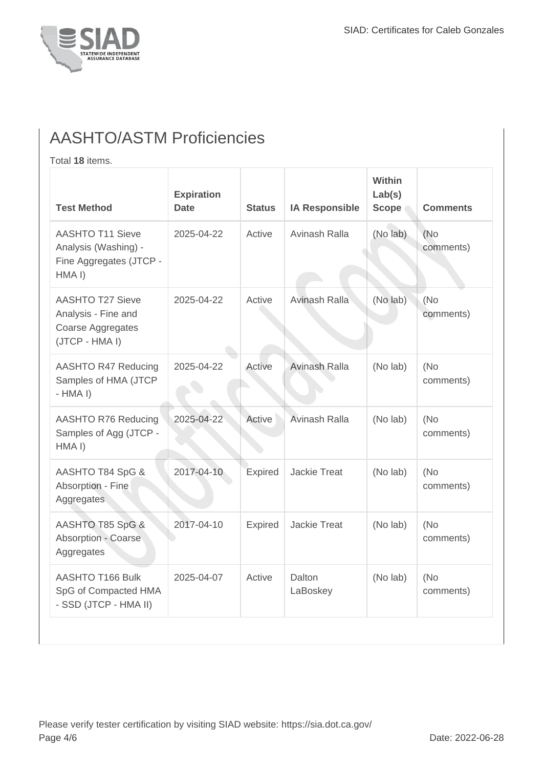## AASHTO/ASTM Proficiencies

Total **18** items.

| Test Method | Expiration Date | Status | IA Responsible | Within Lab(s) Scope | Comments |
|---|---|---|---|---|---|
| AASHTO T11 Sieve Analysis (Washing) - Fine Aggregates (JTCP - HMA I) | 2025-04-22 | Active | Avinash Ralla | (No lab) | (No comments) |
| AASHTO T27 Sieve Analysis - Fine and Coarse Aggregates (JTCP - HMA I) | 2025-04-22 | Active | Avinash Ralla | (No lab) | (No comments) |
| AASHTO R47 Reducing Samples of HMA (JTCP - HMA I) | 2025-04-22 | Active | Avinash Ralla | (No lab) | (No comments) |
| AASHTO R76 Reducing Samples of Agg (JTCP - HMA I) | 2025-04-22 | Active | Avinash Ralla | (No lab) | (No comments) |
| AASHTO T84 SpG & Absorption - Fine Aggregates | 2017-04-10 | Expired | Jackie Treat | (No lab) | (No comments) |
| AASHTO T85 SpG & Absorption - Coarse Aggregates | 2017-04-10 | Expired | Jackie Treat | (No lab) | (No comments) |
| AASHTO T166 Bulk SpG of Compacted HMA - SSD (JTCP - HMA II) | 2025-04-07 | Active | Dalton LaBoskey | (No lab) | (No comments) |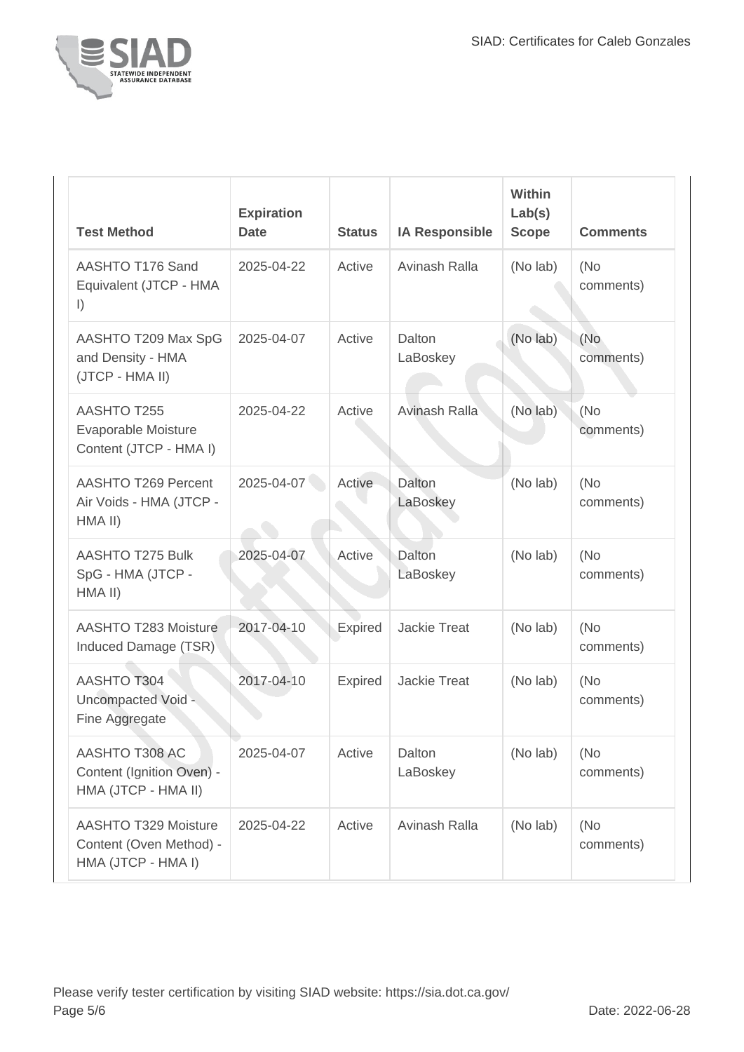| Test Method | Expiration Date | Status | IA Responsible | Within Lab(s) Scope | Comments |
| --- | --- | --- | --- | --- | --- |
| AASHTO T176 Sand Equivalent (JTCP - HMA I) | 2025-04-22 | Active | Avinash Ralla | (No lab) | (No comments) |
| AASHTO T209 Max SpG and Density - HMA (JTCP - HMA II) | 2025-04-07 | Active | Dalton LaBoskey | (No lab) | (No comments) |
| AASHTO T255 Evaporable Moisture Content (JTCP - HMA I) | 2025-04-22 | Active | Avinash Ralla | (No lab) | (No comments) |
| AASHTO T269 Percent Air Voids - HMA (JTCP - HMA II) | 2025-04-07 | Active | Dalton LaBoskey | (No lab) | (No comments) |
| AASHTO T275 Bulk SpG - HMA (JTCP - HMA II) | 2025-04-07 | Active | Dalton LaBoskey | (No lab) | (No comments) |
| AASHTO T283 Moisture Induced Damage (TSR) | 2017-04-10 | Expired | Jackie Treat | (No lab) | (No comments) |
| AASHTO T304 Uncompacted Void - Fine Aggregate | 2017-04-10 | Expired | Jackie Treat | (No lab) | (No comments) |
| AASHTO T308 AC Content (Ignition Oven) - HMA (JTCP - HMA II) | 2025-04-07 | Active | Dalton LaBoskey | (No lab) | (No comments) |
| AASHTO T329 Moisture Content (Oven Method) - HMA (JTCP - HMA I) | 2025-04-22 | Active | Avinash Ralla | (No lab) | (No comments) |

Please verify tester certification by visiting SIAD website: https://sia.dot.ca.gov/

Date: 2022-06-28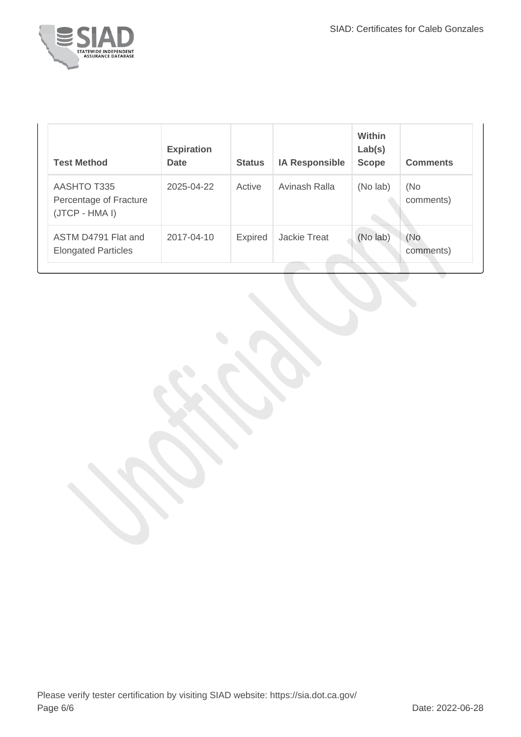| Test Method | Expiration Date | Status | IA Responsible | Within Lab(s) Scope | Comments |
|---|---|---|---|---|---|
| AASHTO T335 Percentage of Fracture (JTCP - HMA I) | 2025-04-22 | Active | Avinash Ralla | (No lab) | (No comments) |
| ASTM D4791 Flat and Elongated Particles | 2017-04-10 | Expired | Jackie Treat | (No lab) | (No comments) |

Please verify tester certification by visiting SIAD website: https://sia.dot.ca.gov/

Date: 2022-06-28